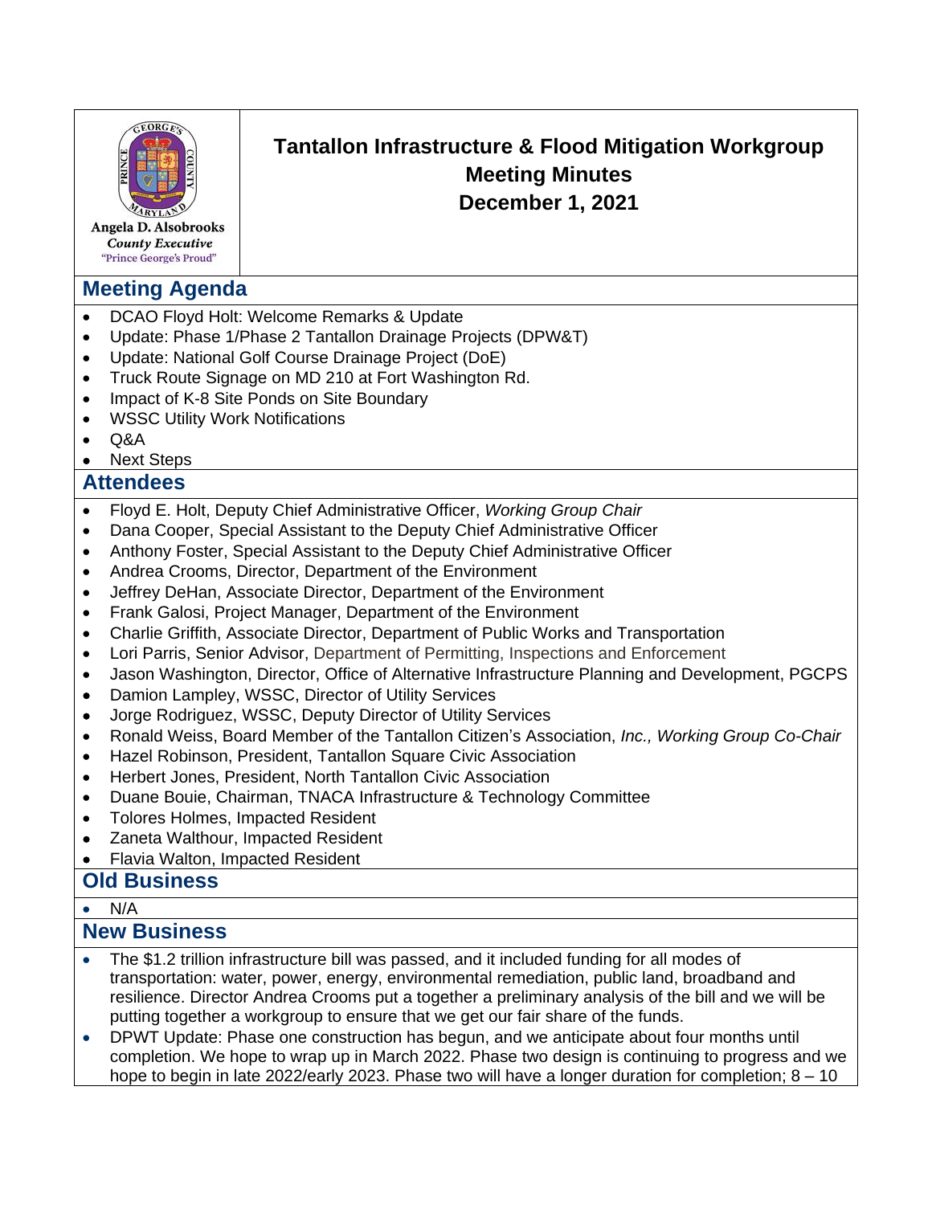Angela D. Alsobrooks
*County Executive*
"Prince George's Proud"

# Tantallon Infrastructure & Flood Mitigation Workgroup Meeting Minutes December 1, 2021

## Meeting Agenda

- DCAO Floyd Holt: Welcome Remarks & Update
- Update: Phase 1/Phase 2 Tantallon Drainage Projects (DPW&T)
- Update: National Golf Course Drainage Project (DoE)
- Truck Route Signage on MD 210 at Fort Washington Rd.
- Impact of K-8 Site Ponds on Site Boundary
- WSSC Utility Work Notifications
- Q&A
- Next Steps

## Attendees

- Floyd E. Holt, Deputy Chief Administrative Officer, *Working Group Chair*
- Dana Cooper, Special Assistant to the Deputy Chief Administrative Officer
- Anthony Foster, Special Assistant to the Deputy Chief Administrative Officer
- Andrea Crooms, Director, Department of the Environment
- Jeffrey DeHan, Associate Director, Department of the Environment
- Frank Galosi, Project Manager, Department of the Environment
- Charlie Griffith, Associate Director, Department of Public Works and Transportation
- Lori Parris, Senior Advisor, Department of Permitting, Inspections and Enforcement
- Jason Washington, Director, Office of Alternative Infrastructure Planning and Development, PGCPS
- Damion Lampley, WSSC, Director of Utility Services
- Jorge Rodriguez, WSSC, Deputy Director of Utility Services
- Ronald Weiss, Board Member of the Tantallon Citizen's Association, *Inc., Working Group Co-Chair*
- Hazel Robinson, President, Tantallon Square Civic Association
- Herbert Jones, President, North Tantallon Civic Association
- Duane Bouie, Chairman, TNACA Infrastructure & Technology Committee
- Tolores Holmes, Impacted Resident
- Zaneta Walthour, Impacted Resident
- Flavia Walton, Impacted Resident

## Old Business

- N/A

## New Business

- The $1.2 trillion infrastructure bill was passed, and it included funding for all modes of transportation: water, power, energy, environmental remediation, public land, broadband and resilience. Director Andrea Crooms put a together a preliminary analysis of the bill and we will be putting together a workgroup to ensure that we get our fair share of the funds.
- DPWT Update: Phase one construction has begun, and we anticipate about four months until completion. We hope to wrap up in March 2022. Phase two design is continuing to progress and we hope to begin in late 2022/early 2023. Phase two will have a longer duration for completion; 8 – 10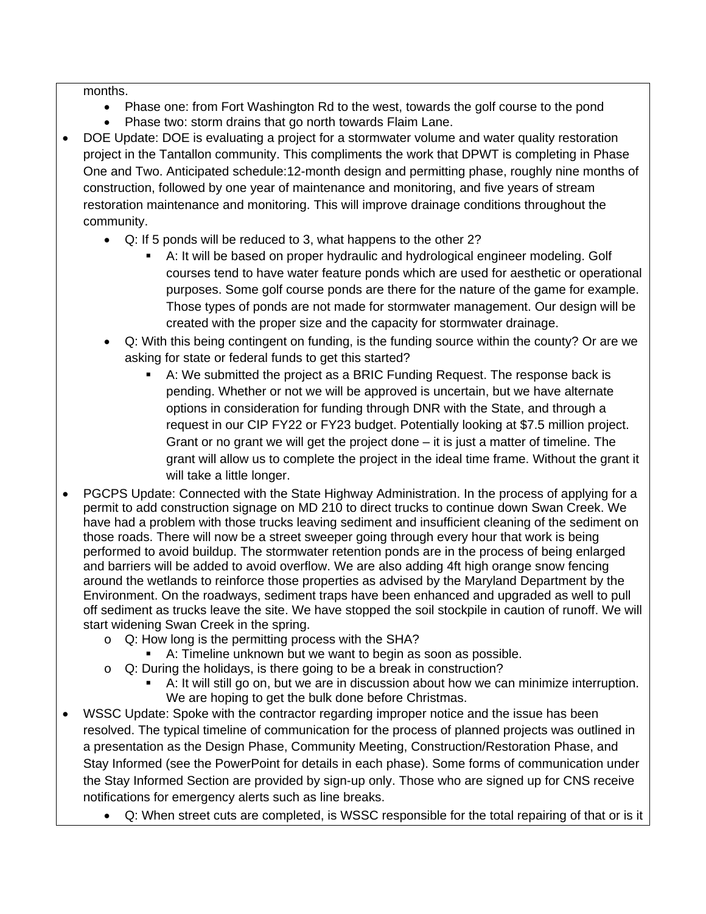months.

- Phase one: from Fort Washington Rd to the west, towards the golf course to the pond
- Phase two: storm drains that go north towards Flaim Lane.

- DOE Update: DOE is evaluating a project for a stormwater volume and water quality restoration project in the Tantallon community. This compliments the work that DPWT is completing in Phase One and Two. Anticipated schedule:12-month design and permitting phase, roughly nine months of construction, followed by one year of maintenance and monitoring, and five years of stream restoration maintenance and monitoring. This will improve drainage conditions throughout the community.
  - Q: If 5 ponds will be reduced to 3, what happens to the other 2?
    - A: It will be based on proper hydraulic and hydrological engineer modeling. Golf courses tend to have water feature ponds which are used for aesthetic or operational purposes. Some golf course ponds are there for the nature of the game for example. Those types of ponds are not made for stormwater management. Our design will be created with the proper size and the capacity for stormwater drainage.
  - Q: With this being contingent on funding, is the funding source within the county? Or are we asking for state or federal funds to get this started?
    - A: We submitted the project as a BRIC Funding Request. The response back is pending. Whether or not we will be approved is uncertain, but we have alternate options in consideration for funding through DNR with the State, and through a request in our CIP FY22 or FY23 budget. Potentially looking at $7.5 million project. Grant or no grant we will get the project done – it is just a matter of timeline. The grant will allow us to complete the project in the ideal time frame. Without the grant it will take a little longer.
- PGCPS Update: Connected with the State Highway Administration. In the process of applying for a permit to add construction signage on MD 210 to direct trucks to continue down Swan Creek. We have had a problem with those trucks leaving sediment and insufficient cleaning of the sediment on those roads. There will now be a street sweeper going through every hour that work is being performed to avoid buildup. The stormwater retention ponds are in the process of being enlarged and barriers will be added to avoid overflow. We are also adding 4ft high orange snow fencing around the wetlands to reinforce those properties as advised by the Maryland Department by the Environment. On the roadways, sediment traps have been enhanced and upgraded as well to pull off sediment as trucks leave the site. We have stopped the soil stockpile in caution of runoff. We will start widening Swan Creek in the spring.
  - Q: How long is the permitting process with the SHA?
    - A: Timeline unknown but we want to begin as soon as possible.
  - Q: During the holidays, is there going to be a break in construction?
    - A: It will still go on, but we are in discussion about how we can minimize interruption. We are hoping to get the bulk done before Christmas.
- WSSC Update: Spoke with the contractor regarding improper notice and the issue has been resolved. The typical timeline of communication for the process of planned projects was outlined in a presentation as the Design Phase, Community Meeting, Construction/Restoration Phase, and Stay Informed (see the PowerPoint for details in each phase). Some forms of communication under the Stay Informed Section are provided by sign-up only. Those who are signed up for CNS receive notifications for emergency alerts such as line breaks.
  - Q: When street cuts are completed, is WSSC responsible for the total repairing of that or is it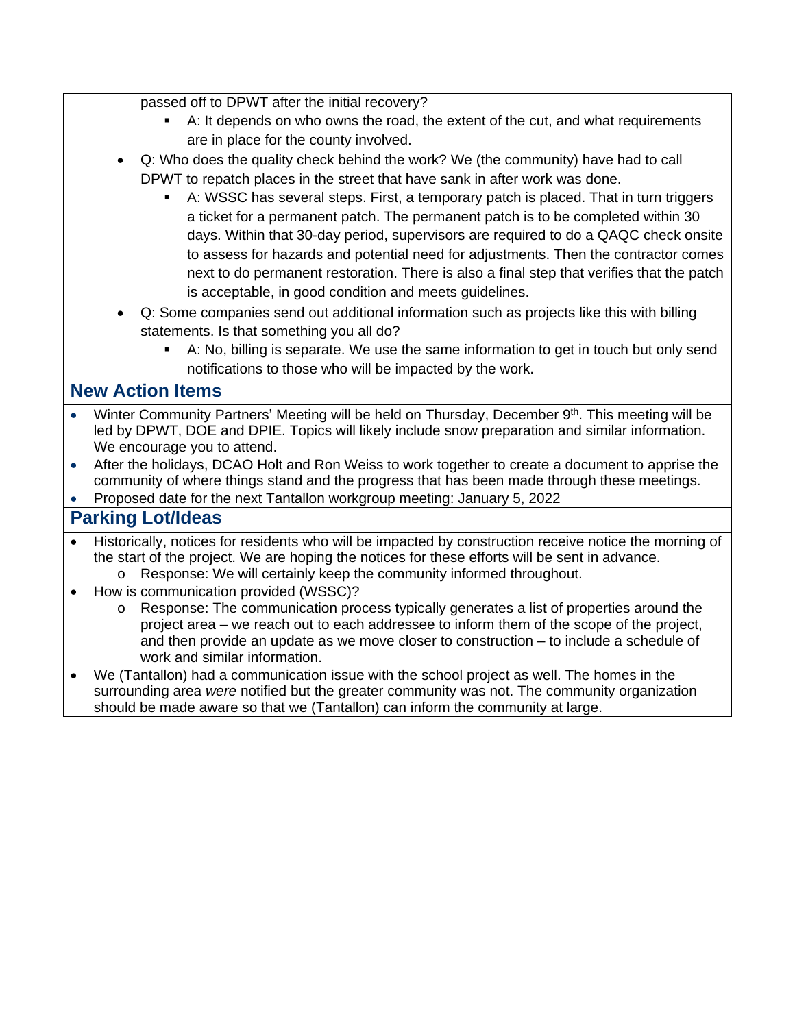passed off to DPWT after the initial recovery?
        - A: It depends on who owns the road, the extent of the cut, and what requirements are in place for the county involved.
    - Q: Who does the quality check behind the work? We (the community) have had to call DPWT to repatch places in the street that have sank in after work was done.
        - A: WSSC has several steps. First, a temporary patch is placed. That in turn triggers a ticket for a permanent patch. The permanent patch is to be completed within 30 days. Within that 30-day period, supervisors are required to do a QAQC check onsite to assess for hazards and potential need for adjustments. Then the contractor comes next to do permanent restoration. There is also a final step that verifies that the patch is acceptable, in good condition and meets guidelines.
    - Q: Some companies send out additional information such as projects like this with billing statements. Is that something you all do?
        - A: No, billing is separate. We use the same information to get in touch but only send notifications to those who will be impacted by the work.

## New Action Items

- Winter Community Partners' Meeting will be held on Thursday, December 9th. This meeting will be led by DPWT, DOE and DPIE. Topics will likely include snow preparation and similar information. We encourage you to attend.
- After the holidays, DCAO Holt and Ron Weiss to work together to create a document to apprise the community of where things stand and the progress that has been made through these meetings.
- Proposed date for the next Tantallon workgroup meeting: January 5, 2022

## Parking Lot/Ideas

- Historically, notices for residents who will be impacted by construction receive notice the morning of the start of the project. We are hoping the notices for these efforts will be sent in advance.
    - Response: We will certainly keep the community informed throughout.
- How is communication provided (WSSC)?
    - Response: The communication process typically generates a list of properties around the project area – we reach out to each addressee to inform them of the scope of the project, and then provide an update as we move closer to construction – to include a schedule of work and similar information.
- We (Tantallon) had a communication issue with the school project as well. The homes in the surrounding area *were* notified but the greater community was not. The community organization should be made aware so that we (Tantallon) can inform the community at large.